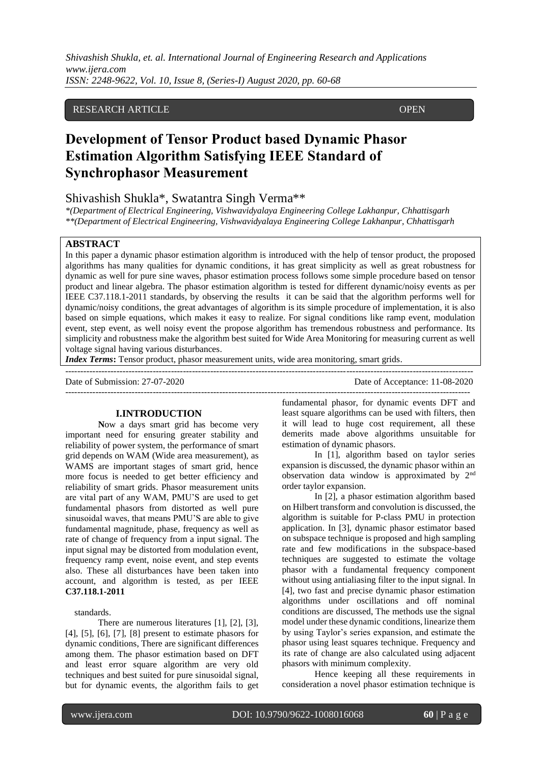RESEARCH ARTICLE OPEN

# Development of Tensor Product based Dynamic Phasor Estimation Algorithm Satisfying IEEE Standard of Synchrophasor Measurement

Shivashish Shukla*, Swatantra Singh Verma**

*(Department of Electrical Engineering, Vishwavidyalaya Engineering College Lakhanpur, Chhattisgarh

**(Department of Electrical Engineering, Vishwavidyalaya Engineering College Lakhanpur, Chhattisgarh

## ABSTRACT

In this paper a dynamic phasor estimation algorithm is introduced with the help of tensor product, the proposed algorithms has many qualities for dynamic conditions, it has great simplicity as well as great robustness for dynamic as well for pure sine waves, phasor estimation process follows some simple procedure based on tensor product and linear algebra. The phasor estimation algorithm is tested for different dynamic/noisy events as per IEEE C37.118.1-2011 standards, by observing the results it can be said that the algorithm performs well for dynamic/noisy conditions, the great advantages of algorithm is its simple procedure of implementation, it is also based on simple equations, which makes it easy to realize. For signal conditions like ramp event, modulation event, step event, as well noisy event the propose algorithm has tremendous robustness and performance. Its simplicity and robustness make the algorithm best suited for Wide Area Monitoring for measuring current as well voltage signal having various disturbances.

***Index Terms*:** Tensor product, phasor measurement units, wide area monitoring, smart grids.

Date of Submission: 27-07-2020 Date of Acceptance: 11-08-2020

## I.INTRODUCTION

Now a days smart grid has become very important need for ensuring greater stability and reliability of power system, the performance of smart grid depends on WAM (Wide area measurement), as WAMS are important stages of smart grid, hence more focus is needed to get better efficiency and reliability of smart grids. Phasor measurement units are vital part of any WAM, PMU'S are used to get fundamental phasors from distorted as well pure sinusoidal waves, that means PMU'S are able to give fundamental magnitude, phase, frequency as well as rate of change of frequency from a input signal. The input signal may be distorted from modulation event, frequency ramp event, noise event, and step events also. These all disturbances have been taken into account, and algorithm is tested, as per IEEE **C37.118.1-2011**

standards.

There are numerous literatures [1], [2], [3], [4], [5], [6], [7], [8] present to estimate phasors for dynamic conditions, There are significant differences among them. The phasor estimation based on DFT and least error square algorithm are very old techniques and best suited for pure sinusoidal signal, but for dynamic events, the algorithm fails to get fundamental phasor, for dynamic events DFT and least square algorithms can be used with filters, then it will lead to huge cost requirement, all these demerits made above algorithms unsuitable for estimation of dynamic phasors.

In [1], algorithm based on taylor series expansion is discussed, the dynamic phasor within an observation data window is approximated by 2nd order taylor expansion.

In [2], a phasor estimation algorithm based on Hilbert transform and convolution is discussed, the algorithm is suitable for P-class PMU in protection application. In [3], dynamic phasor estimator based on subspace technique is proposed and high sampling rate and few modifications in the subspace-based techniques are suggested to estimate the voltage phasor with a fundamental frequency component without using antialiasing filter to the input signal. In [4], two fast and precise dynamic phasor estimation algorithms under oscillations and off nominal conditions are discussed, The methods use the signal model under these dynamic conditions, linearize them by using Taylor's series expansion, and estimate the phasor using least squares technique. Frequency and its rate of change are also calculated using adjacent phasors with minimum complexity.

Hence keeping all these requirements in consideration a novel phasor estimation technique is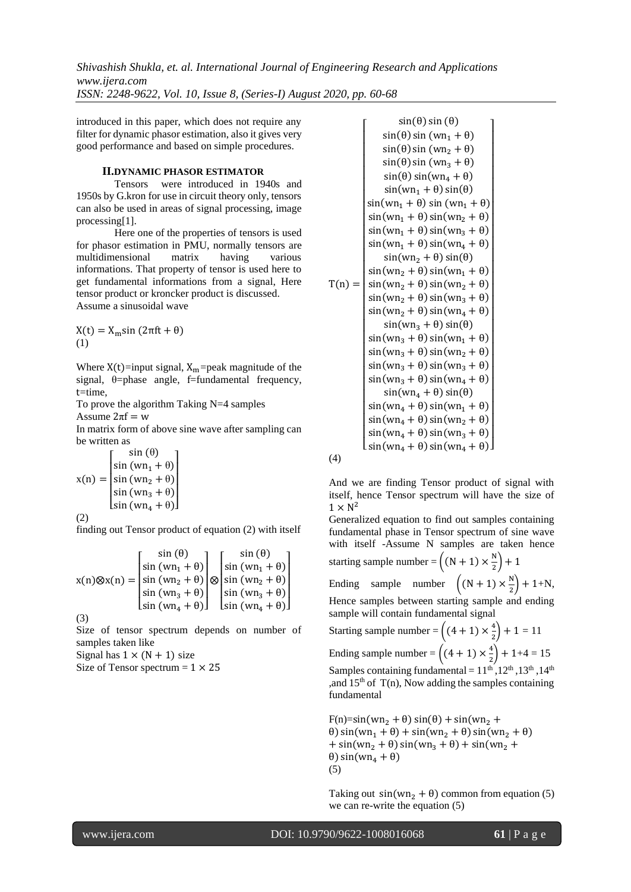introduced in this paper, which does not require any filter for dynamic phasor estimation, also it gives very good performance and based on simple procedures.

## II.DYNAMIC PHASOR ESTIMATOR

Tensors were introduced in 1940s and 1950s by G.kron for use in circuit theory only, tensors can also be used in areas of signal processing, image processing[1].

Here one of the properties of tensors is used for phasor estimation in PMU, normally tensors are multidimensional matrix having various informations. That property of tensor is used here to get fundamental informations from a signal, Here tensor product or kroncker product is discussed. Assume a sinusoidal wave

$$X(t) = X_m \sin(2\pi f t + \theta) \quad (1)$$

Where $X(t)$=input signal, $X_m$=peak magnitude of the signal, θ=phase angle, f=fundamental frequency, t=time,

To prove the algorithm Taking N=4 samples

Assume $2\pi f = w$

In matrix form of above sine wave after sampling can be written as

$$x(n) = \begin{bmatrix} \sin(\theta) \\ \sin(wn_1 + \theta) \\ \sin(wn_2 + \theta) \\ \sin(wn_3 + \theta) \\ \sin(wn_4 + \theta) \end{bmatrix} \quad (2)$$

finding out Tensor product of equation (2) with itself

$$x(n) \otimes x(n) = \begin{bmatrix} \sin(\theta) \\ \sin(wn_1 + \theta) \\ \sin(wn_2 + \theta) \\ \sin(wn_3 + \theta) \\ \sin(wn_4 + \theta) \end{bmatrix} \otimes \begin{bmatrix} \sin(\theta) \\ \sin(wn_1 + \theta) \\ \sin(wn_2 + \theta) \\ \sin(wn_3 + \theta) \\ \sin(wn_4 + \theta) \end{bmatrix} \quad (3)$$

Size of tensor spectrum depends on number of samples taken like

Signal has $1 \times (N+1)$ size

Size of Tensor spectrum = $1 \times 25$

$$T(n) = \begin{bmatrix} \sin(\theta)\sin(\theta) \\ \sin(\theta)\sin(wn_1 + \theta) \\ \sin(\theta)\sin(wn_2 + \theta) \\ \sin(\theta)\sin(wn_3 + \theta) \\ \sin(\theta)\sin(wn_4 + \theta) \\ \sin(wn_1 + \theta)\sin(\theta) \\ \sin(wn_1 + \theta)\sin(wn_1 + \theta) \\ \sin(wn_1 + \theta)\sin(wn_2 + \theta) \\ \sin(wn_1 + \theta)\sin(wn_3 + \theta) \\ \sin(wn_1 + \theta)\sin(wn_4 + \theta) \\ \sin(wn_2 + \theta)\sin(\theta) \\ \sin(wn_2 + \theta)\sin(wn_1 + \theta) \\ \sin(wn_2 + \theta)\sin(wn_2 + \theta) \\ \sin(wn_2 + \theta)\sin(wn_3 + \theta) \\ \sin(wn_2 + \theta)\sin(wn_4 + \theta) \\ \sin(wn_3 + \theta)\sin(\theta) \\ \sin(wn_3 + \theta)\sin(wn_1 + \theta) \\ \sin(wn_3 + \theta)\sin(wn_2 + \theta) \\ \sin(wn_3 + \theta)\sin(wn_3 + \theta) \\ \sin(wn_3 + \theta)\sin(wn_4 + \theta) \\ \sin(wn_4 + \theta)\sin(\theta) \\ \sin(wn_4 + \theta)\sin(wn_1 + \theta) \\ \sin(wn_4 + \theta)\sin(wn_2 + \theta) \\ \sin(wn_4 + \theta)\sin(wn_3 + \theta) \\ \sin(wn_4 + \theta)\sin(wn_4 + \theta) \end{bmatrix} \quad (4)$$

And we are finding Tensor product of signal with itself, hence Tensor spectrum will have the size of $1 \times N^2$

Generalized equation to find out samples containing fundamental phase in Tensor spectrum of sine wave with itself -Assume N samples are taken hence

starting sample number = $\left((N+1) \times \frac{N}{2}\right) + 1$

Ending sample number $\left((N+1) \times \frac{N}{2}\right) + 1 + N$,

Hence samples between starting sample and ending sample will contain fundamental signal

Starting sample number = $\left((4+1) \times \frac{4}{2}\right) + 1 = 11$

Ending sample number = $\left((4+1) \times \frac{4}{2}\right) + 1 + 4 = 15$

Samples containing fundamental = 11th ,12th ,13th ,14th ,and 15th of T(n), Now adding the samples containing fundamental

$$F(n) = \sin(wn_2 + \theta)\sin(\theta) + \sin(wn_2 + \theta)\sin(wn_1 + \theta) + \sin(wn_2 + \theta)\sin(wn_2 + \theta) + \sin(wn_2 + \theta)\sin(wn_3 + \theta) + \sin(wn_2 + \theta)\sin(wn_4 + \theta) \quad (5)$$

Taking out $\sin(wn_2 + \theta)$ common from equation (5) we can re-write the equation (5)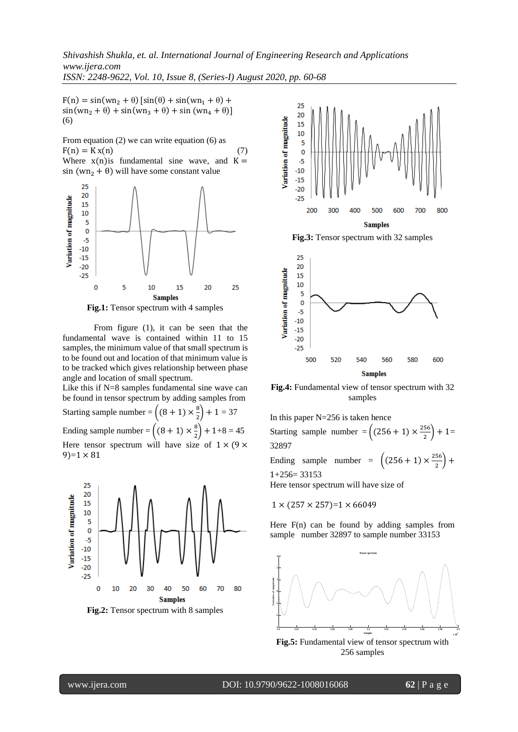$$F(n) = \sin(wn_2 + \theta)\,[\sin(\theta) + \sin(wn_1 + \theta) + \sin(wn_2 + \theta) + \sin(wn_3 + \theta) + \sin(wn_4 + \theta)] \quad (6)$$

From equation (2) we can write equation (6) as

$$F(n) = K\,x(n) \quad (7)$$

Where $x(n)$ is fundamental sine wave, and $K = \sin(wn_2 + \theta)$ will have some constant value

**Fig.1:** Tensor spectrum with 4 samples

From figure (1), it can be seen that the fundamental wave is contained within 11 to 15 samples, the minimum value of that small spectrum is to be found out and location of that minimum value is to be tracked which gives relationship between phase angle and location of small spectrum.

Like this if N=8 samples fundamental sine wave can be found in tensor spectrum by adding samples from

Starting sample number $= \left((8+1) \times \frac{8}{2}\right) + 1 = 37$

Ending sample number $= \left((8+1) \times \frac{8}{2}\right) + 1 + 8 = 45$

Here tensor spectrum will have size of $1 \times (9 \times 9) = 1 \times 81$

**Fig.2:** Tensor spectrum with 8 samples

**Fig.3:** Tensor spectrum with 32 samples

**Fig.4:** Fundamental view of tensor spectrum with 32 samples

In this paper N=256 is taken hence

Starting sample number $= \left((256+1) \times \frac{256}{2}\right) + 1 = 32897$

Ending sample number $= \left((256+1) \times \frac{256}{2}\right) + 1 + 256 = 33153$

Here tensor spectrum will have size of

$1 \times (257 \times 257) = 1 \times 66049$

Here F(n) can be found by adding samples from sample number 32897 to sample number 33153

**Fig.5:** Fundamental view of tensor spectrum with 256 samples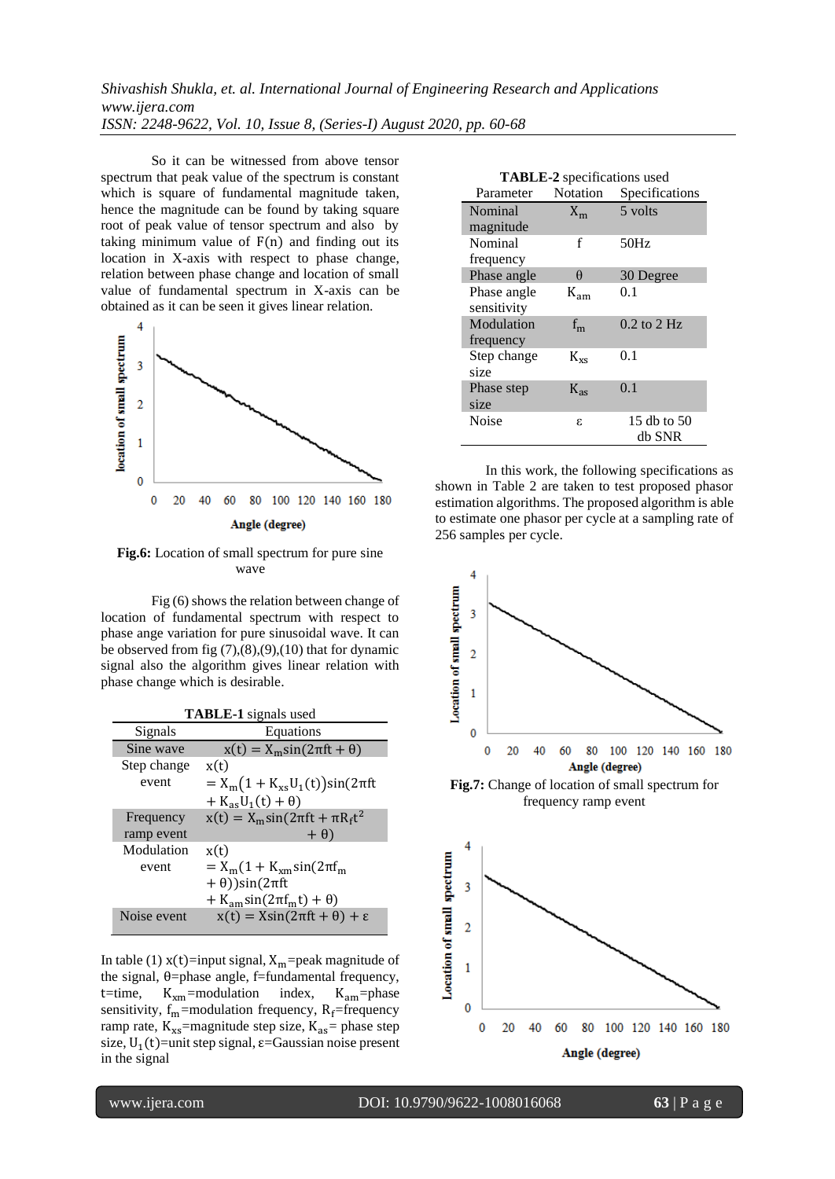So it can be witnessed from above tensor spectrum that peak value of the spectrum is constant which is square of fundamental magnitude taken, hence the magnitude can be found by taking square root of peak value of tensor spectrum and also by taking minimum value of F(n) and finding out its location in X-axis with respect to phase change, relation between phase change and location of small value of fundamental spectrum in X-axis can be obtained as it can be seen it gives linear relation.

**Fig.6:** Location of small spectrum for pure sine wave

Fig (6) shows the relation between change of location of fundamental spectrum with respect to phase ange variation for pure sinusoidal wave. It can be observed from fig (7),(8),(9),(10) that for dynamic signal also the algorithm gives linear relation with phase change which is desirable.

**TABLE-1** signals used

| Signals | Equations |
|---|---|
| Sine wave | $x(t) = X_m \sin(2\pi ft + \theta)$ |
| Step change event | $x(t) = X_m(1 + K_{xs}U_1(t))\sin(2\pi ft + K_{as}U_1(t) + \theta)$ |
| Frequency ramp event | $x(t) = X_m \sin(2\pi ft + \pi R_f t^2 + \theta)$ |
| Modulation event | $x(t) = X_m(1 + K_{xm}\sin(2\pi f_m + \theta))\sin(2\pi ft + K_{am}\sin(2\pi f_m t) + \theta)$ |
| Noise event | $x(t) = X\sin(2\pi ft + \theta) + \varepsilon$ |

In table (1) x(t)=input signal, $X_m$=peak magnitude of the signal, θ=phase angle, f=fundamental frequency, t=time, $K_{xm}$=modulation index, $K_{am}$=phase sensitivity, $f_m$=modulation frequency, $R_f$=frequency ramp rate, $K_{xs}$=magnitude step size, $K_{as}$= phase step size, $U_1(t)$=unit step signal, ε=Gaussian noise present in the signal

**TABLE-2** specifications used

| Parameter | Notation | Specifications |
|---|---|---|
| Nominal magnitude | $X_m$ | 5 volts |
| Nominal frequency | f | 50Hz |
| Phase angle | θ | 30 Degree |
| Phase angle sensitivity | $K_{am}$ | 0.1 |
| Modulation frequency | $f_m$ | 0.2 to 2 Hz |
| Step change size | $K_{xs}$ | 0.1 |
| Phase step size | $K_{as}$ | 0.1 |
| Noise | ε | 15 db to 50 db SNR |

In this work, the following specifications as shown in Table 2 are taken to test proposed phasor estimation algorithms. The proposed algorithm is able to estimate one phasor per cycle at a sampling rate of 256 samples per cycle.

**Fig.7:** Change of location of small spectrum for frequency ramp event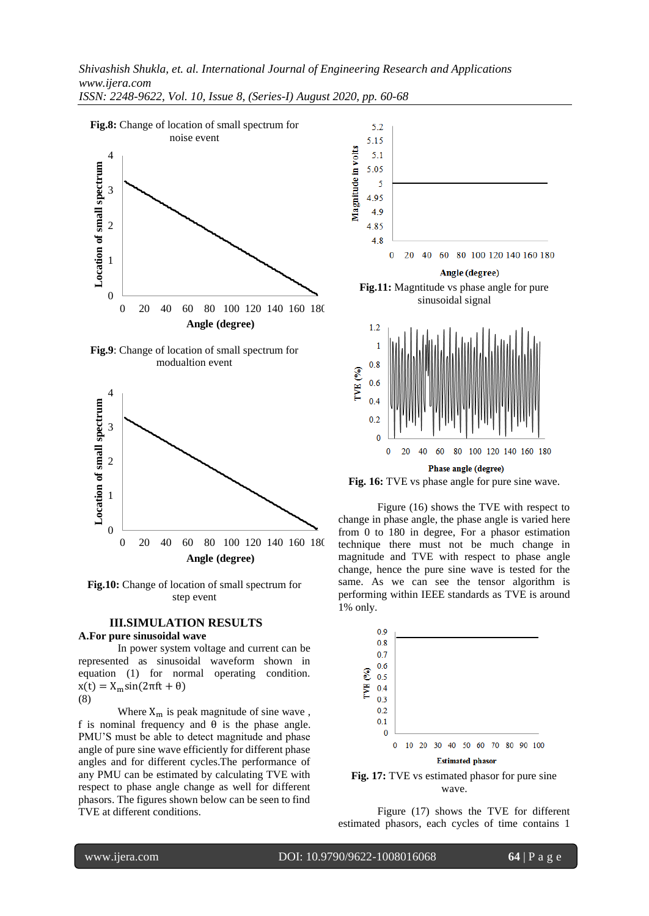**Fig.8:** Change of location of small spectrum for noise event

**Fig.9**: Change of location of small spectrum for modualtion event

**Fig.10:** Change of location of small spectrum for step event

## III.SIMULATION RESULTS

### A.For pure sinusoidal wave

In power system voltage and current can be represented as sinusoidal waveform shown in equation (1) for normal operating condition.

$$x(t) = X_m \sin(2\pi ft + \theta) \quad (8)$$

Where $X_m$ is peak magnitude of sine wave , f is nominal frequency and θ is the phase angle. PMU'S must be able to detect magnitude and phase angle of pure sine wave efficiently for different phase angles and for different cycles.The performance of any PMU can be estimated by calculating TVE with respect to phase angle change as well for different phasors. The figures shown below can be seen to find TVE at different conditions.

**Fig.11:** Magntitude vs phase angle for pure sinusoidal signal

**Fig. 16:** TVE vs phase angle for pure sine wave.

Figure (16) shows the TVE with respect to change in phase angle, the phase angle is varied here from 0 to 180 in degree, For a phasor estimation technique there must not be much change in magnitude and TVE with respect to phase angle change, hence the pure sine wave is tested for the same. As we can see the tensor algorithm is performing within IEEE standards as TVE is around 1% only.

**Fig. 17:** TVE vs estimated phasor for pure sine wave.

Figure (17) shows the TVE for different estimated phasors, each cycles of time contains 1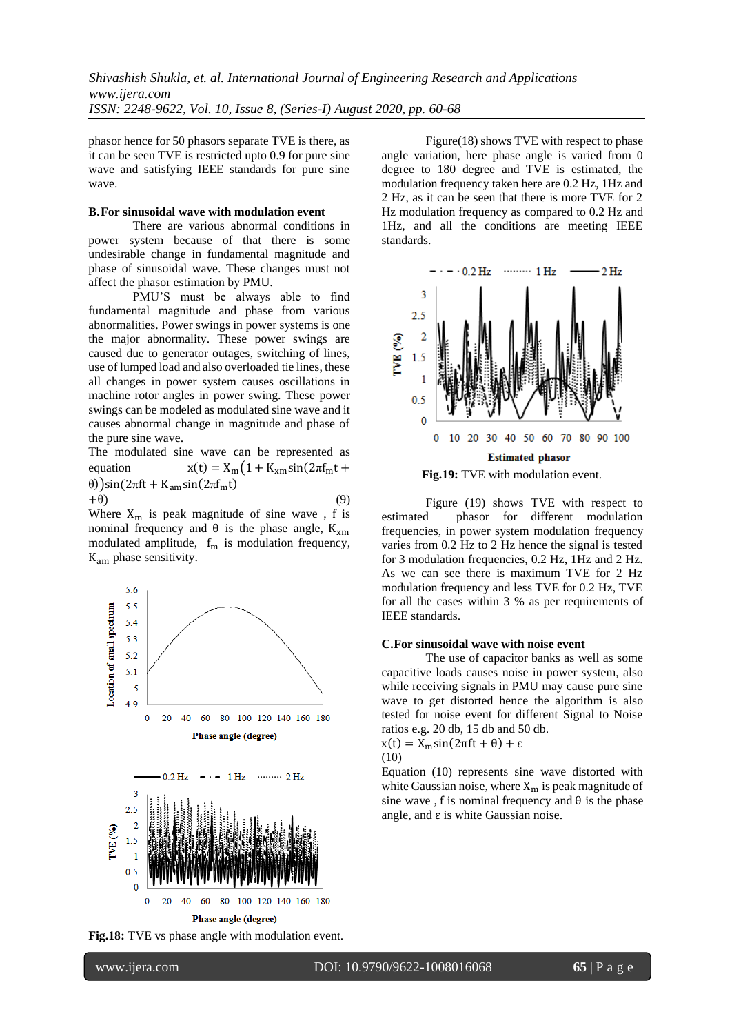phasor hence for 50 phasors separate TVE is there, as it can be seen TVE is restricted upto 0.9 for pure sine wave and satisfying IEEE standards for pure sine wave.

### B. For sinusoidal wave with modulation event

There are various abnormal conditions in power system because of that there is some undesirable change in fundamental magnitude and phase of sinusoidal wave. These changes must not affect the phasor estimation by PMU.

PMU'S must be always able to find fundamental magnitude and phase from various abnormalities. Power swings in power systems is one the major abnormality. These power swings are caused due to generator outages, switching of lines, use of lumped load and also overloaded tie lines, these all changes in power system causes oscillations in machine rotor angles in power swing. These power swings can be modeled as modulated sine wave and it causes abnormal change in magnitude and phase of the pure sine wave.

The modulated sine wave can be represented as equation

$$x(t) = X_m\left(1 + K_{xm}\sin(2\pi f_m t + \theta)\right)\sin(2\pi f t + K_{am}\sin(2\pi f_m t) + \theta) \quad (9)$$

Where $X_m$ is peak magnitude of sine wave , f is nominal frequency and θ is the phase angle, $K_{xm}$ modulated amplitude, $f_m$ is modulation frequency, $K_{am}$ phase sensitivity.

**Fig.18:** TVE vs phase angle with modulation event.

Figure(18) shows TVE with respect to phase angle variation, here phase angle is varied from 0 degree to 180 degree and TVE is estimated, the modulation frequency taken here are 0.2 Hz, 1Hz and 2 Hz, as it can be seen that there is more TVE for 2 Hz modulation frequency as compared to 0.2 Hz and 1Hz, and all the conditions are meeting IEEE standards.

**Fig.19:** TVE with modulation event.

Figure (19) shows TVE with respect to estimated phasor for different modulation frequencies, in power system modulation frequency varies from 0.2 Hz to 2 Hz hence the signal is tested for 3 modulation frequencies, 0.2 Hz, 1Hz and 2 Hz. As we can see there is maximum TVE for 2 Hz modulation frequency and less TVE for 0.2 Hz, TVE for all the cases within 3 % as per requirements of IEEE standards.

### C. For sinusoidal wave with noise event

The use of capacitor banks as well as some capacitive loads causes noise in power system, also while receiving signals in PMU may cause pure sine wave to get distorted hence the algorithm is also tested for noise event for different Signal to Noise ratios e.g. 20 db, 15 db and 50 db.

$$x(t) = X_m\sin(2\pi f t + \theta) + \varepsilon \quad (10)$$

Equation (10) represents sine wave distorted with white Gaussian noise, where $X_m$ is peak magnitude of sine wave , f is nominal frequency and θ is the phase angle, and ε is white Gaussian noise.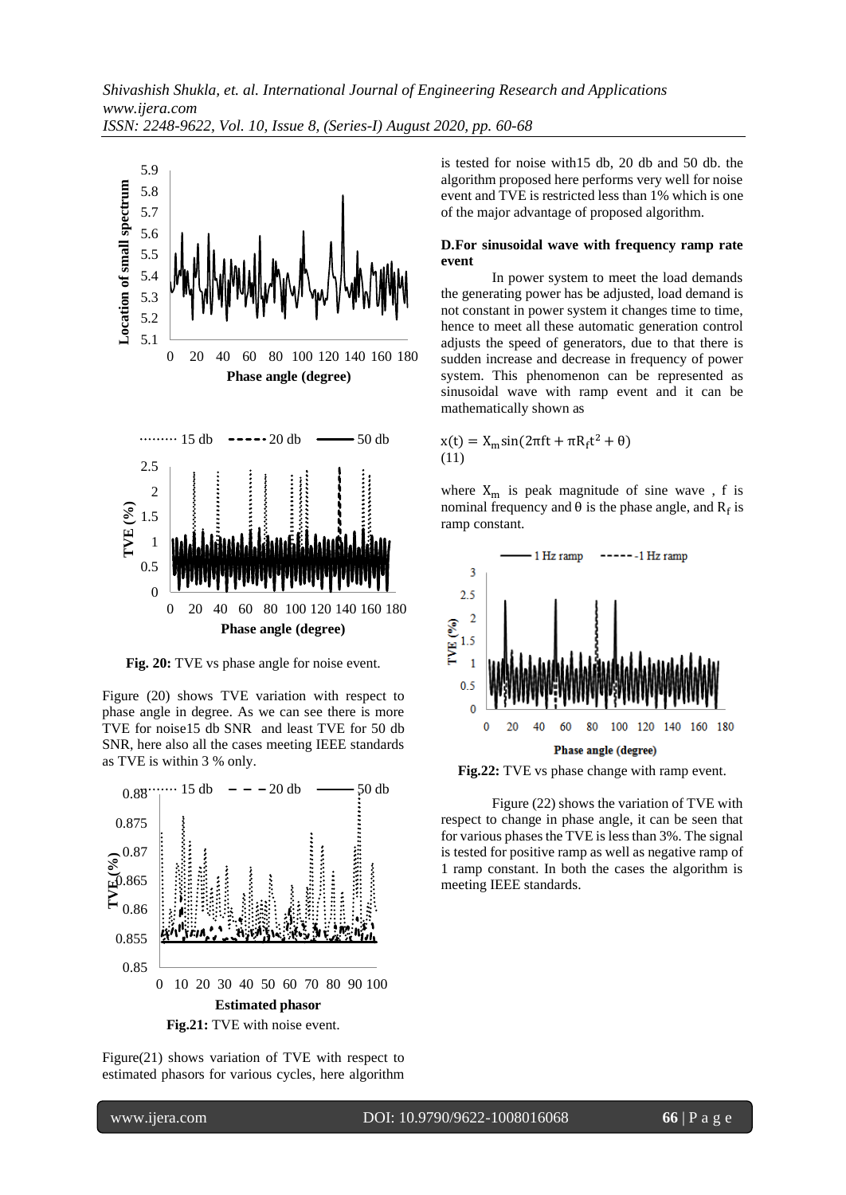Fig. 20: TVE vs phase angle for noise event.

Figure (20) shows TVE variation with respect to phase angle in degree. As we can see there is more TVE for noise15 db SNR and least TVE for 50 db SNR, here also all the cases meeting IEEE standards as TVE is within 3 % only.

Fig.21: TVE with noise event.

Figure(21) shows variation of TVE with respect to estimated phasors for various cycles, here algorithm is tested for noise with15 db, 20 db and 50 db. the algorithm proposed here performs very well for noise event and TVE is restricted less than 1% which is one of the major advantage of proposed algorithm.

**D.For sinusoidal wave with frequency ramp rate event**

In power system to meet the load demands the generating power has be adjusted, load demand is not constant in power system it changes time to time, hence to meet all these automatic generation control adjusts the speed of generators, due to that there is sudden increase and decrease in frequency of power system. This phenomenon can be represented as sinusoidal wave with ramp event and it can be mathematically shown as

$$x(t) = X_m \sin(2\pi f t + \pi R_f t^2 + \theta) \quad (11)$$

where $X_m$ is peak magnitude of sine wave , f is nominal frequency and θ is the phase angle, and $R_f$ is ramp constant.

Fig.22: TVE vs phase change with ramp event.

Figure (22) shows the variation of TVE with respect to change in phase angle, it can be seen that for various phases the TVE is less than 3%. The signal is tested for positive ramp as well as negative ramp of 1 ramp constant. In both the cases the algorithm is meeting IEEE standards.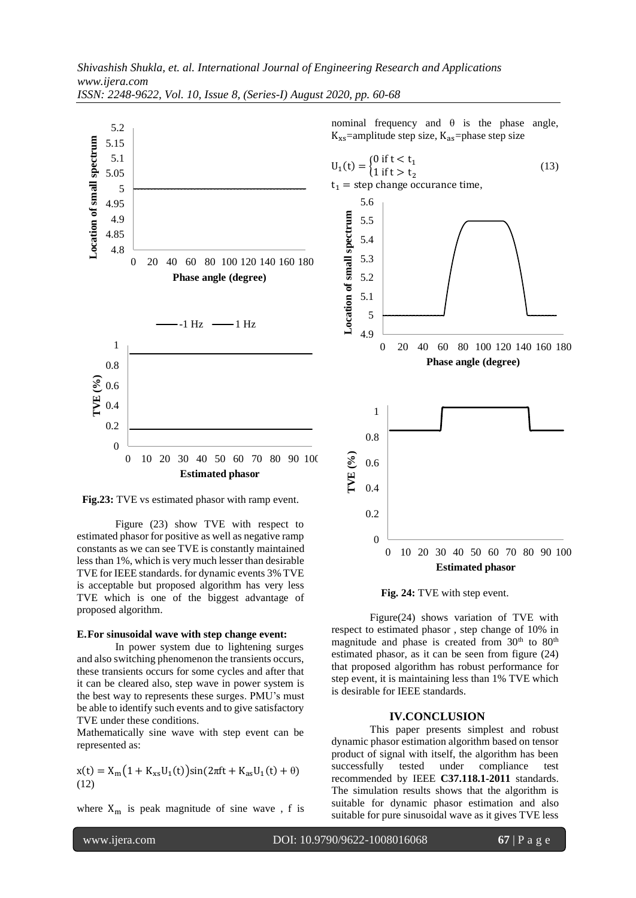Fig.23: TVE vs estimated phasor with ramp event.

Figure (23) show TVE with respect to estimated phasor for positive as well as negative ramp constants as we can see TVE is constantly maintained less than 1%, which is very much lesser than desirable TVE for IEEE standards. for dynamic events 3% TVE is acceptable but proposed algorithm has very less TVE which is one of the biggest advantage of proposed algorithm.

### E. For sinusoidal wave with step change event:

In power system due to lightening surges and also switching phenomenon the transients occurs, these transients occurs for some cycles and after that it can be cleared also, step wave in power system is the best way to represents these surges. PMU's must be able to identify such events and to give satisfactory TVE under these conditions.

Mathematically sine wave with step event can be represented as:

$$x(t) = X_m\left(1 + K_{xs}U_1(t)\right)\sin(2\pi ft + K_{as}U_1(t) + \theta) \quad (12)$$

where $X_m$ is peak magnitude of sine wave , f is nominal frequency and θ is the phase angle, $K_{xs}$=amplitude step size, $K_{as}$=phase step size

$$U_1(t) = \begin{cases} 0 \text{ if } t < t_1 \\ 1 \text{ if } t > t_2 \end{cases} \quad (13)$$

$t_1$ = step change occurance time,

Fig. 24: TVE with step event.

Figure(24) shows variation of TVE with respect to estimated phasor , step change of 10% in magnitude and phase is created from 30[th] to 80[th] estimated phasor, as it can be seen from figure (24) that proposed algorithm has robust performance for step event, it is maintaining less than 1% TVE which is desirable for IEEE standards.

## IV. CONCLUSION

This paper presents simplest and robust dynamic phasor estimation algorithm based on tensor product of signal with itself, the algorithm has been successfully tested under compliance test recommended by IEEE **C37.118.1-2011** standards. The simulation results shows that the algorithm is suitable for dynamic phasor estimation and also suitable for pure sinusoidal wave as it gives TVE less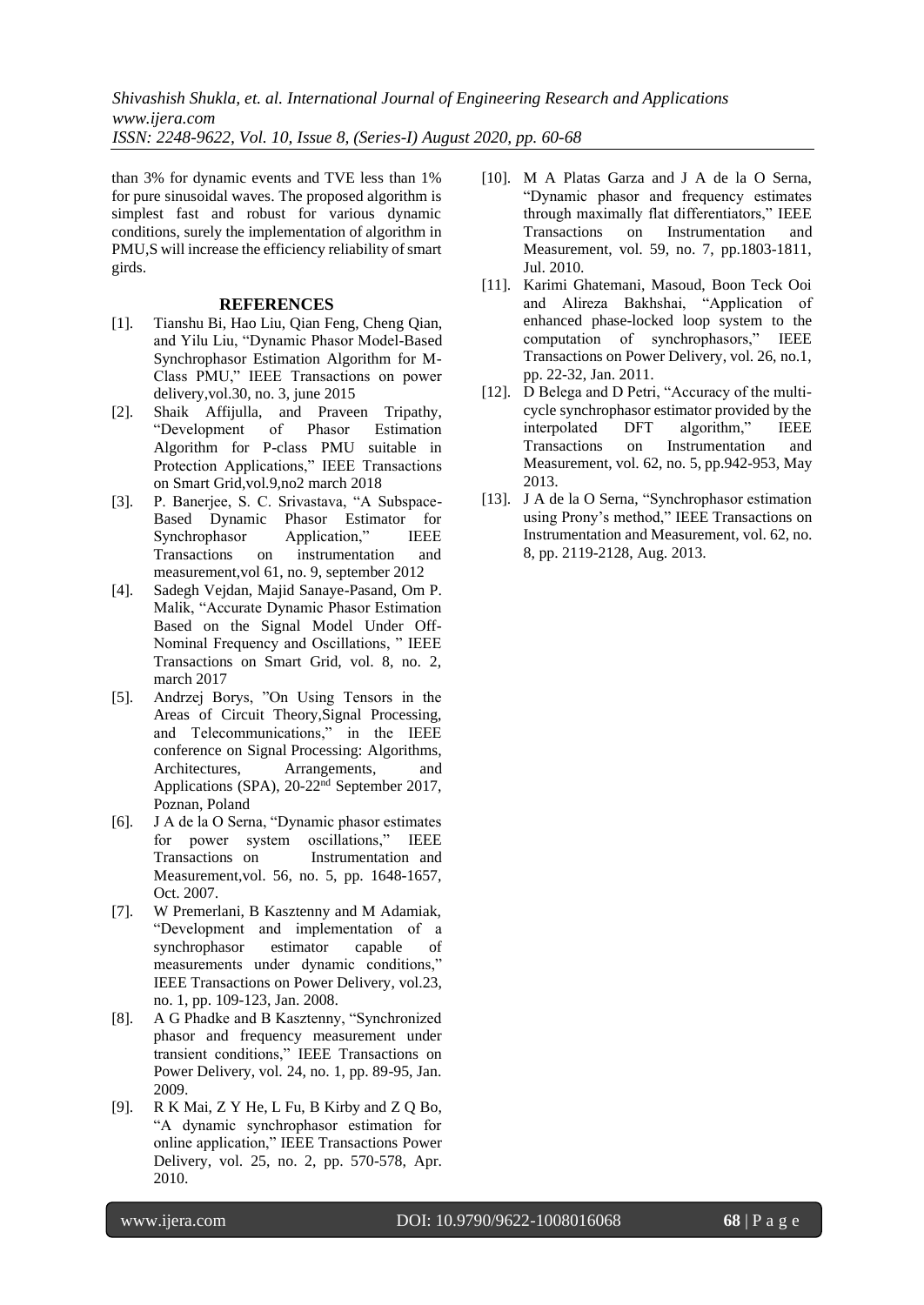than 3% for dynamic events and TVE less than 1% for pure sinusoidal waves. The proposed algorithm is simplest fast and robust for various dynamic conditions, surely the implementation of algorithm in PMU,S will increase the efficiency reliability of smart girds.

## REFERENCES

[1]. Tianshu Bi, Hao Liu, Qian Feng, Cheng Qian, and Yilu Liu, "Dynamic Phasor Model-Based Synchrophasor Estimation Algorithm for M-Class PMU," IEEE Transactions on power delivery,vol.30, no. 3, june 2015

[2]. Shaik Affijulla, and Praveen Tripathy, "Development of Phasor Estimation Algorithm for P-class PMU suitable in Protection Applications," IEEE Transactions on Smart Grid,vol.9,no2 march 2018

[3]. P. Banerjee, S. C. Srivastava, "A Subspace-Based Dynamic Phasor Estimator for Synchrophasor Application," IEEE Transactions on instrumentation and measurement,vol 61, no. 9, september 2012

[4]. Sadegh Vejdan, Majid Sanaye-Pasand, Om P. Malik, "Accurate Dynamic Phasor Estimation Based on the Signal Model Under Off-Nominal Frequency and Oscillations, " IEEE Transactions on Smart Grid, vol. 8, no. 2, march 2017

[5]. Andrzej Borys, "On Using Tensors in the Areas of Circuit Theory,Signal Processing, and Telecommunications," in the IEEE conference on Signal Processing: Algorithms, Architectures, Arrangements, and Applications (SPA), 20-22nd September 2017, Poznan, Poland

[6]. J A de la O Serna, "Dynamic phasor estimates for power system oscillations," IEEE Transactions on Instrumentation and Measurement,vol. 56, no. 5, pp. 1648-1657, Oct. 2007.

[7]. W Premerlani, B Kasztenny and M Adamiak, "Development and implementation of a synchrophasor estimator capable of measurements under dynamic conditions," IEEE Transactions on Power Delivery, vol.23, no. 1, pp. 109-123, Jan. 2008.

[8]. A G Phadke and B Kasztenny, "Synchronized phasor and frequency measurement under transient conditions," IEEE Transactions on Power Delivery, vol. 24, no. 1, pp. 89-95, Jan. 2009.

[9]. R K Mai, Z Y He, L Fu, B Kirby and Z Q Bo, "A dynamic synchrophasor estimation for online application," IEEE Transactions Power Delivery, vol. 25, no. 2, pp. 570-578, Apr. 2010.

[10]. M A Platas Garza and J A de la O Serna, "Dynamic phasor and frequency estimates through maximally flat differentiators," IEEE Transactions on Instrumentation and Measurement, vol. 59, no. 7, pp.1803-1811, Jul. 2010.

[11]. Karimi Ghatemani, Masoud, Boon Teck Ooi and Alireza Bakhshai, "Application of enhanced phase-locked loop system to the computation of synchrophasors," IEEE Transactions on Power Delivery, vol. 26, no.1, pp. 22-32, Jan. 2011.

[12]. D Belega and D Petri, "Accuracy of the multi-cycle synchrophasor estimator provided by the interpolated DFT algorithm," IEEE Transactions on Instrumentation and Measurement, vol. 62, no. 5, pp.942-953, May 2013.

[13]. J A de la O Serna, "Synchrophasor estimation using Prony's method," IEEE Transactions on Instrumentation and Measurement, vol. 62, no. 8, pp. 2119-2128, Aug. 2013.